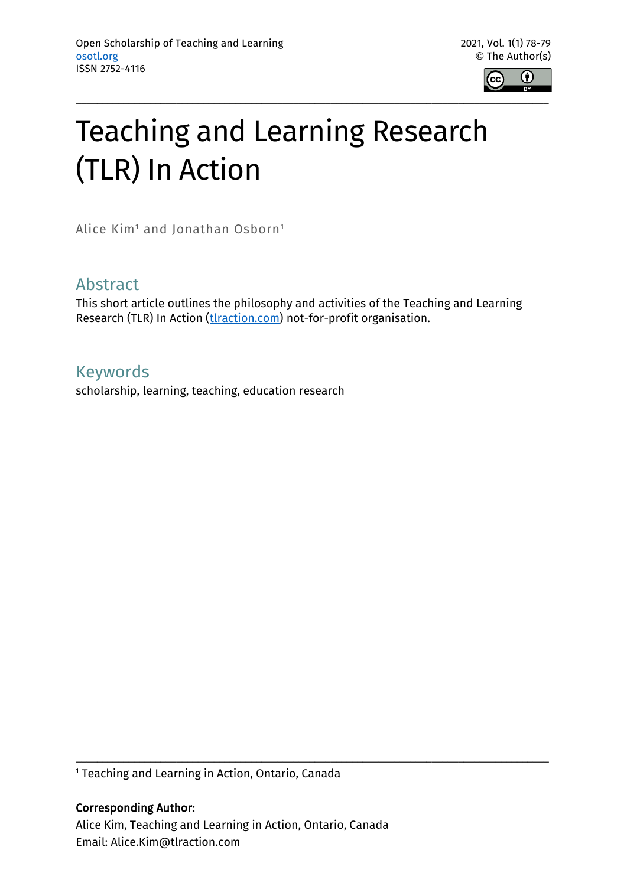# Teaching and Learning Research (TLR) In Action

Alice Kim[1] and Jonathan Osborn[1]

## Abstract

This short article outlines the philosophy and activities of the Teaching and Learning Research (TLR) In Action (tlraction.com) not-for-profit organisation.

## Keywords

scholarship, learning, teaching, education research

[1] Teaching and Learning in Action, Ontario, Canada

**Corresponding Author:**
Alice Kim, Teaching and Learning in Action, Ontario, Canada
Email: Alice.Kim@tlraction.com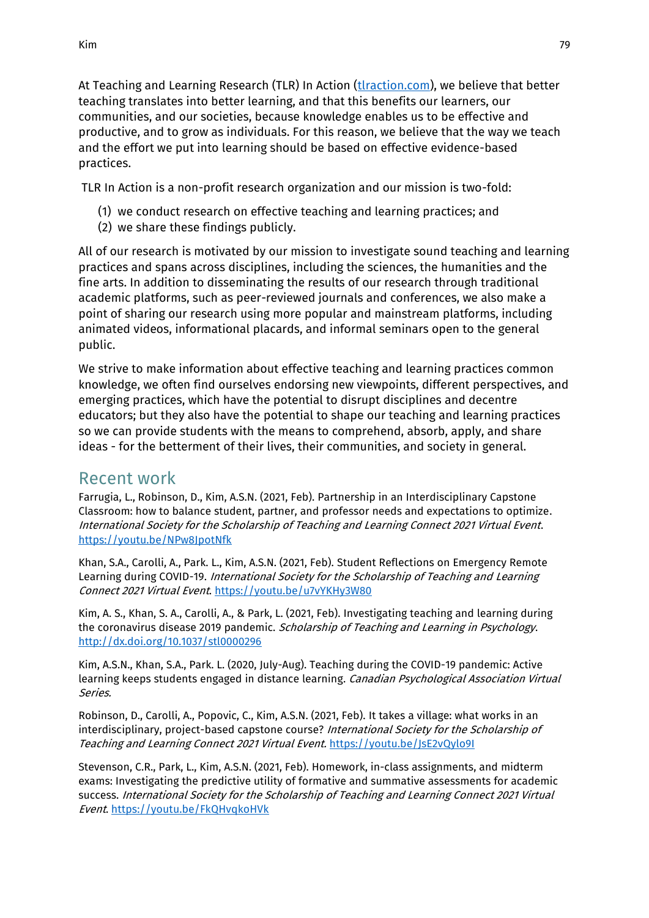At Teaching and Learning Research (TLR) In Action ([tlraction.com](https://tlraction.com)), we believe that better teaching translates into better learning, and that this benefits our learners, our communities, and our societies, because knowledge enables us to be effective and productive, and to grow as individuals. For this reason, we believe that the way we teach and the effort we put into learning should be based on effective evidence-based practices.

TLR In Action is a non-profit research organization and our mission is two-fold:

(1) we conduct research on effective teaching and learning practices; and
(2) we share these findings publicly.

All of our research is motivated by our mission to investigate sound teaching and learning practices and spans across disciplines, including the sciences, the humanities and the fine arts. In addition to disseminating the results of our research through traditional academic platforms, such as peer-reviewed journals and conferences, we also make a point of sharing our research using more popular and mainstream platforms, including animated videos, informational placards, and informal seminars open to the general public.

We strive to make information about effective teaching and learning practices common knowledge, we often find ourselves endorsing new viewpoints, different perspectives, and emerging practices, which have the potential to disrupt disciplines and decentre educators; but they also have the potential to shape our teaching and learning practices so we can provide students with the means to comprehend, absorb, apply, and share ideas - for the betterment of their lives, their communities, and society in general.

## Recent work

Farrugia, L., Robinson, D., Kim, A.S.N. (2021, Feb). Partnership in an Interdisciplinary Capstone Classroom: how to balance student, partner, and professor needs and expectations to optimize. *International Society for the Scholarship of Teaching and Learning Connect 2021 Virtual Event*. https://youtu.be/NPw8JpotNfk

Khan, S.A., Carolli, A., Park. L., Kim, A.S.N. (2021, Feb). Student Reflections on Emergency Remote Learning during COVID-19. *International Society for the Scholarship of Teaching and Learning Connect 2021 Virtual Event*. https://youtu.be/u7vYKHy3W80

Kim, A. S., Khan, S. A., Carolli, A., & Park, L. (2021, Feb). Investigating teaching and learning during the coronavirus disease 2019 pandemic. *Scholarship of Teaching and Learning in Psychology*. http://dx.doi.org/10.1037/stl0000296

Kim, A.S.N., Khan, S.A., Park. L. (2020, July-Aug). Teaching during the COVID-19 pandemic: Active learning keeps students engaged in distance learning. *Canadian Psychological Association Virtual Series.*

Robinson, D., Carolli, A., Popovic, C., Kim, A.S.N. (2021, Feb). It takes a village: what works in an interdisciplinary, project-based capstone course? *International Society for the Scholarship of Teaching and Learning Connect 2021 Virtual Event*. https://youtu.be/JsE2vQylo9I

Stevenson, C.R., Park, L., Kim, A.S.N. (2021, Feb). Homework, in-class assignments, and midterm exams: Investigating the predictive utility of formative and summative assessments for academic success. *International Society for the Scholarship of Teaching and Learning Connect 2021 Virtual Event*. https://youtu.be/FkQHvqkoHVk